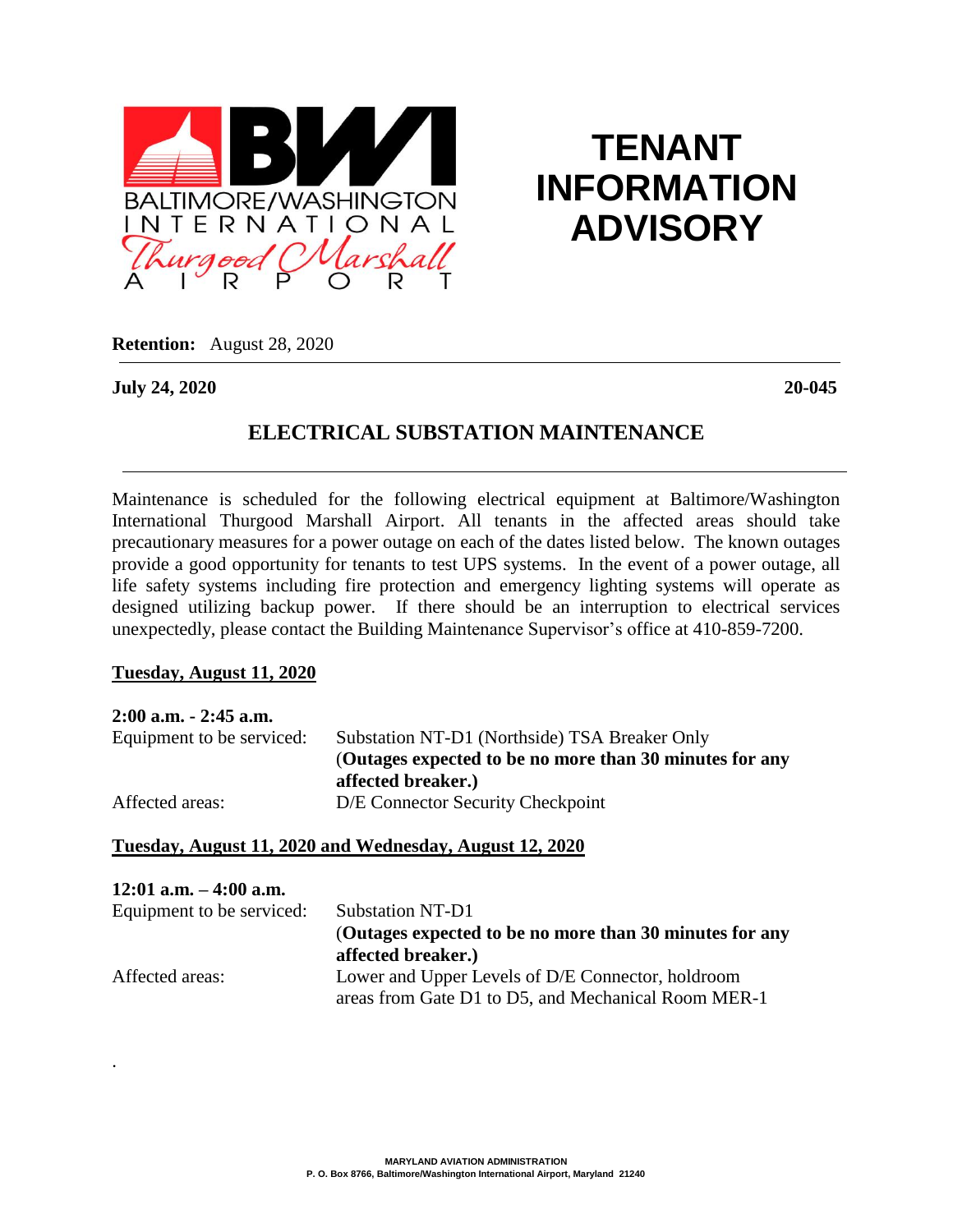# TENANT INFORMATION ADVISORY

**Retention:** August 28, 2020

**July 24, 2020** **20-045**

## ELECTRICAL SUBSTATION MAINTENANCE

Maintenance is scheduled for the following electrical equipment at Baltimore/Washington International Thurgood Marshall Airport. All tenants in the affected areas should take precautionary measures for a power outage on each of the dates listed below. The known outages provide a good opportunity for tenants to test UPS systems. In the event of a power outage, all life safety systems including fire protection and emergency lighting systems will operate as designed utilizing backup power. If there should be an interruption to electrical services unexpectedly, please contact the Building Maintenance Supervisor's office at 410-859-7200.

**Tuesday, August 11, 2020**

**2:00 a.m. - 2:45 a.m.**

Equipment to be serviced: Substation NT-D1 (Northside) TSA Breaker Only (**Outages expected to be no more than 30 minutes for any affected breaker.**)

Affected areas: D/E Connector Security Checkpoint

**Tuesday, August 11, 2020 and Wednesday, August 12, 2020**

**12:01 a.m. – 4:00 a.m.**

Equipment to be serviced: Substation NT-D1 (**Outages expected to be no more than 30 minutes for any affected breaker.**)

Affected areas: Lower and Upper Levels of D/E Connector, holdroom areas from Gate D1 to D5, and Mechanical Room MER-1

MARYLAND AVIATION ADMINISTRATION
P. O. Box 8766, Baltimore/Washington International Airport, Maryland 21240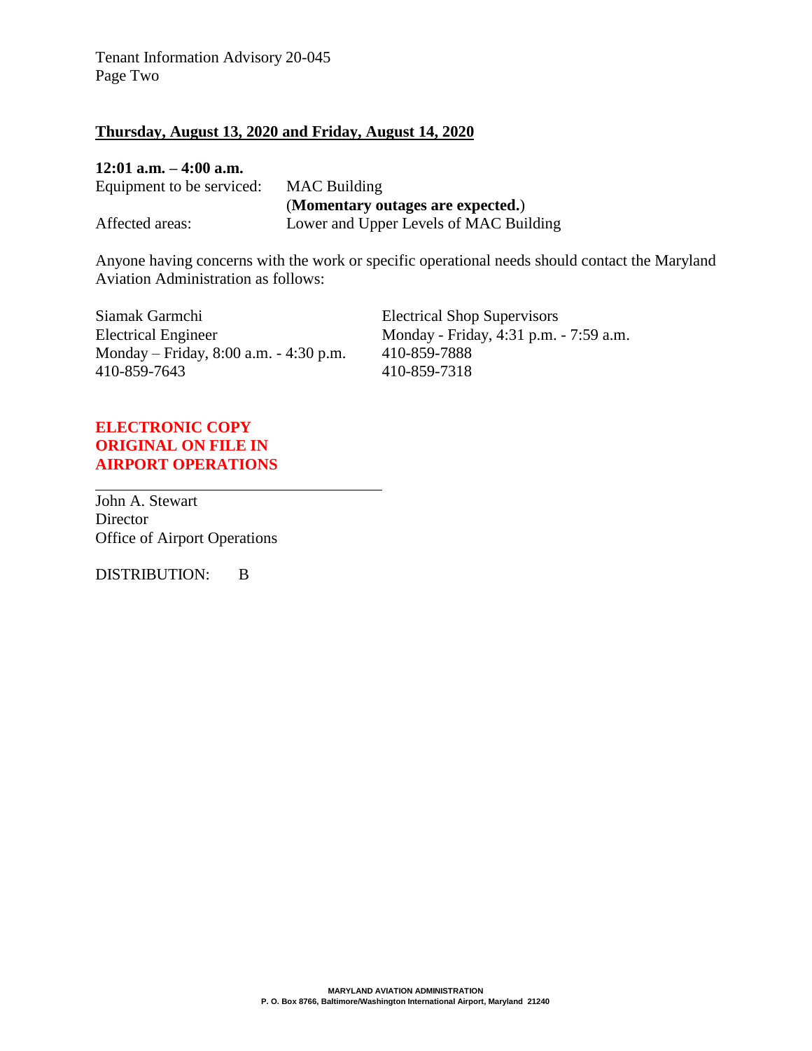**Thursday, August 13, 2020 and Friday, August 14, 2020**

**12:01 a.m. – 4:00 a.m.**

Equipment to be serviced: MAC Building
(**Momentary outages are expected.**)
Affected areas: Lower and Upper Levels of MAC Building

Anyone having concerns with the work or specific operational needs should contact the Maryland Aviation Administration as follows:

Siamak Garmchi
Electrical Engineer
Monday – Friday, 8:00 a.m. - 4:30 p.m.
410-859-7643

Electrical Shop Supervisors
Monday - Friday, 4:31 p.m. - 7:59 a.m.
410-859-7888
410-859-7318

**ELECTRONIC COPY**
**ORIGINAL ON FILE IN**
**AIRPORT OPERATIONS**

John A. Stewart
Director
Office of Airport Operations

DISTRIBUTION: B

MARYLAND AVIATION ADMINISTRATION
P. O. Box 8766, Baltimore/Washington International Airport, Maryland 21240